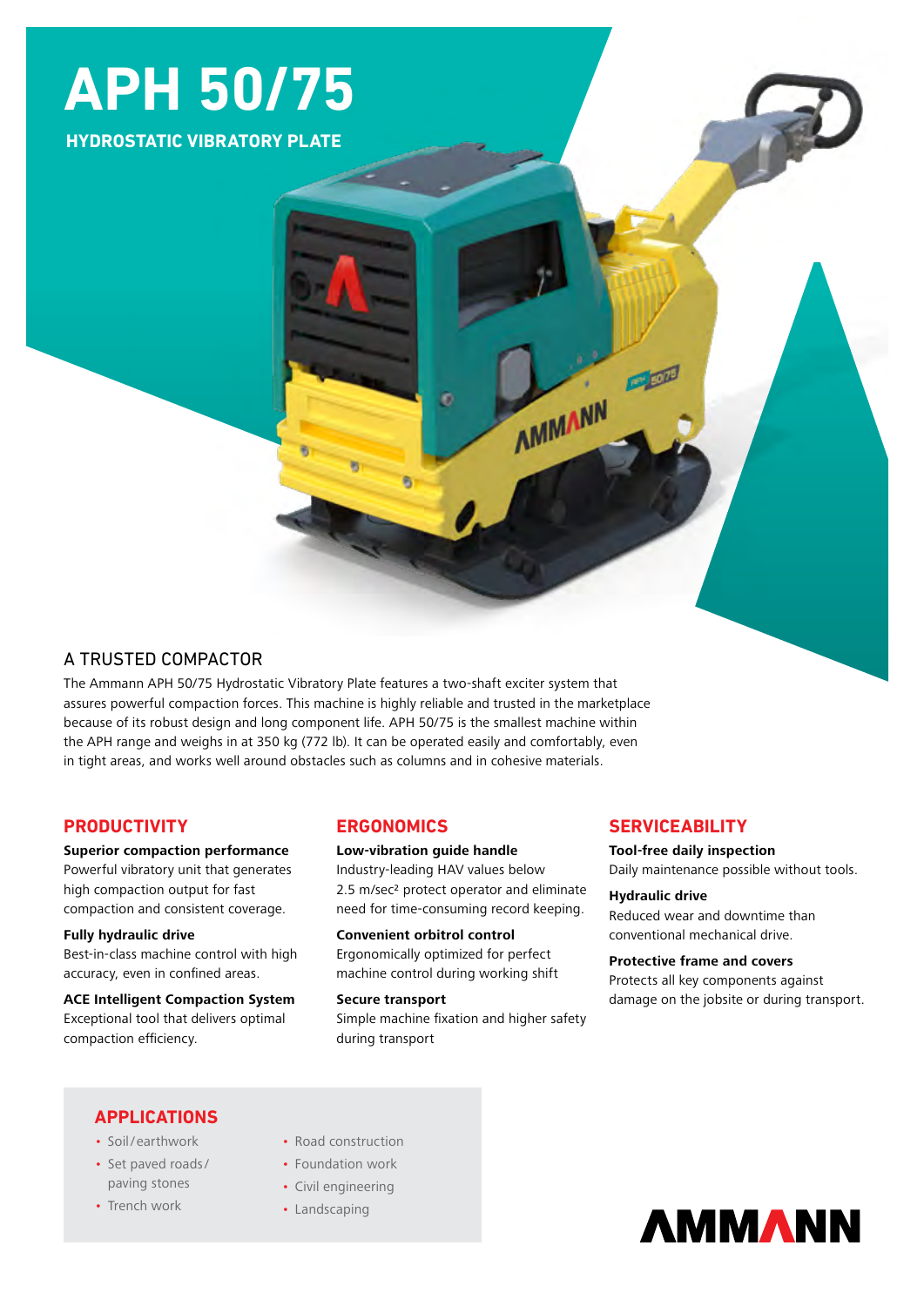# APH 50/75

## HYDROSTATIC VIBRATORY PLATE

## A TRUSTED COMPACTOR

The Ammann APH 50/75 Hydrostatic Vibratory Plate features a two-shaft exciter system that assures powerful compaction forces. This machine is highly reliable and trusted in the marketplace because of its robust design and long component life. APH 50/75 is the smallest machine within the APH range and weighs in at 350 kg (772 lb). It can be operated easily and comfortably, even in tight areas, and works well around obstacles such as columns and in cohesive materials.

### PRODUCTIVITY

**Superior compaction performance**
Powerful vibratory unit that generates high compaction output for fast compaction and consistent coverage.

**Fully hydraulic drive**
Best-in-class machine control with high accuracy, even in confined areas.

**ACE Intelligent Compaction System**
Exceptional tool that delivers optimal compaction efficiency.

### ERGONOMICS

**Low-vibration guide handle**
Industry-leading HAV values below 2.5 m/sec² protect operator and eliminate need for time-consuming record keeping.

**Convenient orbitrol control**
Ergonomically optimized for perfect machine control during working shift

**Secure transport**
Simple machine fixation and higher safety during transport

### SERVICEABILITY

**Tool-free daily inspection**
Daily maintenance possible without tools.

**Hydraulic drive**
Reduced wear and downtime than conventional mechanical drive.

**Protective frame and covers**
Protects all key components against damage on the jobsite or during transport.

### APPLICATIONS

- Soil/earthwork
- Set paved roads/paving stones
- Trench work
- Road construction
- Foundation work
- Civil engineering
- Landscaping

AMMANN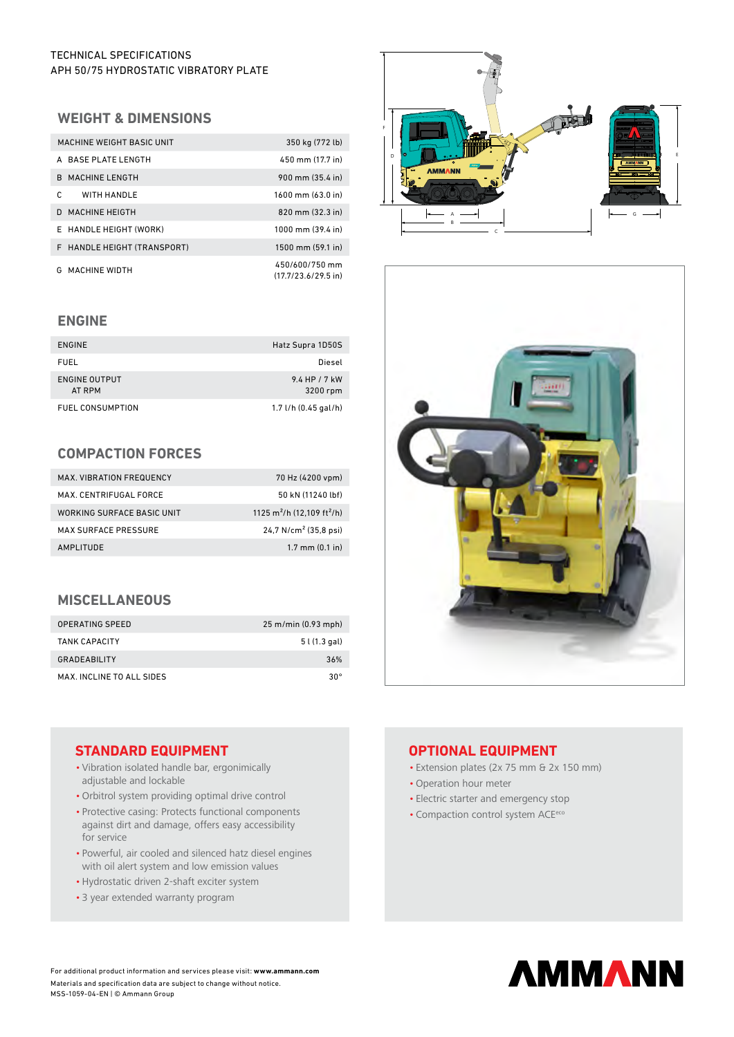TECHNICAL SPECIFICATIONS
APH 50/75 HYDROSTATIC VIBRATORY PLATE

## WEIGHT & DIMENSIONS

| | |
|---|---|
| MACHINE WEIGHT BASIC UNIT | 350 kg (772 lb) |
| A BASE PLATE LENGTH | 450 mm (17.7 in) |
| B MACHINE LENGTH | 900 mm (35.4 in) |
| C WITH HANDLE | 1600 mm (63.0 in) |
| D MACHINE HEIGTH | 820 mm (32.3 in) |
| E HANDLE HEIGHT (WORK) | 1000 mm (39.4 in) |
| F HANDLE HEIGHT (TRANSPORT) | 1500 mm (59.1 in) |
| G MACHINE WIDTH | 450/600/750 mm (17.7/23.6/29.5 in) |

## ENGINE

| | |
|---|---|
| ENGINE | Hatz Supra 1D50S |
| FUEL | Diesel |
| ENGINE OUTPUT AT RPM | 9.4 HP / 7 kW 3200 rpm |
| FUEL CONSUMPTION | 1.7 l/h (0.45 gal/h) |

## COMPACTION FORCES

| | |
|---|---|
| MAX. VIBRATION FREQUENCY | 70 Hz (4200 vpm) |
| MAX. CENTRIFUGAL FORCE | 50 kN (11240 lbf) |
| WORKING SURFACE BASIC UNIT | 1125 $m^2/h$ (12,109 $ft^2/h$) |
| MAX SURFACE PRESSURE | 24,7 $N/cm^2$ (35,8 psi) |
| AMPLITUDE | 1.7 mm (0.1 in) |

## MISCELLANEOUS

| | |
|---|---|
| OPERATING SPEED | 25 m/min (0.93 mph) |
| TANK CAPACITY | 5 l (1.3 gal) |
| GRADEABILITY | 36% |
| MAX. INCLINE TO ALL SIDES | 30° |

## STANDARD EQUIPMENT

- Vibration isolated handle bar, ergonimically adjustable and lockable
- Orbitrol system providing optimal drive control
- Protective casing: Protects functional components against dirt and damage, offers easy accessibility for service
- Powerful, air cooled and silenced hatz diesel engines with oil alert system and low emission values
- Hydrostatic driven 2-shaft exciter system
- 3 year extended warranty program

## OPTIONAL EQUIPMENT

- Extension plates (2x 75 mm & 2x 150 mm)
- Operation hour meter
- Electric starter and emergency stop
- Compaction control system ACE[eco]

For additional product information and services please visit: **www.ammann.com**
Materials and specification data are subject to change without notice.
MSS-1059-04-EN | © Ammann Group

AMMANN